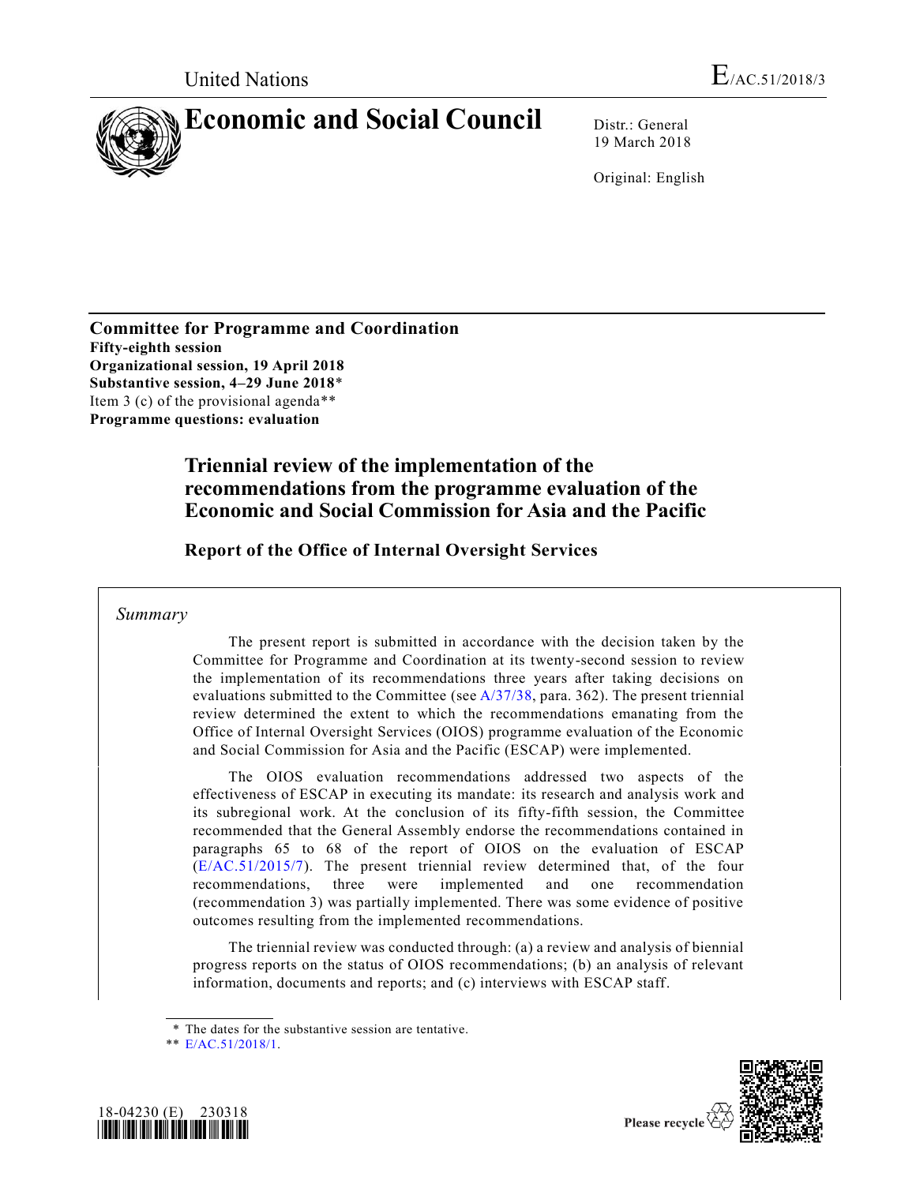United Nations E/AC.51/2018/3

# Economic and Social Council

Distr.: General
19 March 2018

Original: English

**Committee for Programme and Coordination**
**Fifty-eighth session**
**Organizational session, 19 April 2018**
**Substantive session, 4–29 June 2018***
Item 3 (c) of the provisional agenda**
**Programme questions: evaluation**

## Triennial review of the implementation of the recommendations from the programme evaluation of the Economic and Social Commission for Asia and the Pacific

### Report of the Office of Internal Oversight Services

*Summary*

The present report is submitted in accordance with the decision taken by the Committee for Programme and Coordination at its twenty-second session to review the implementation of its recommendations three years after taking decisions on evaluations submitted to the Committee (see A/37/38, para. 362). The present triennial review determined the extent to which the recommendations emanating from the Office of Internal Oversight Services (OIOS) programme evaluation of the Economic and Social Commission for Asia and the Pacific (ESCAP) were implemented.

The OIOS evaluation recommendations addressed two aspects of the effectiveness of ESCAP in executing its mandate: its research and analysis work and its subregional work. At the conclusion of its fifty-fifth session, the Committee recommended that the General Assembly endorse the recommendations contained in paragraphs 65 to 68 of the report of OIOS on the evaluation of ESCAP (E/AC.51/2015/7). The present triennial review determined that, of the four recommendations, three were implemented and one recommendation (recommendation 3) was partially implemented. There was some evidence of positive outcomes resulting from the implemented recommendations.

The triennial review was conducted through: (a) a review and analysis of biennial progress reports on the status of OIOS recommendations; (b) an analysis of relevant information, documents and reports; and (c) interviews with ESCAP staff.

\* The dates for the substantive session are tentative.

\*\* E/AC.51/2018/1.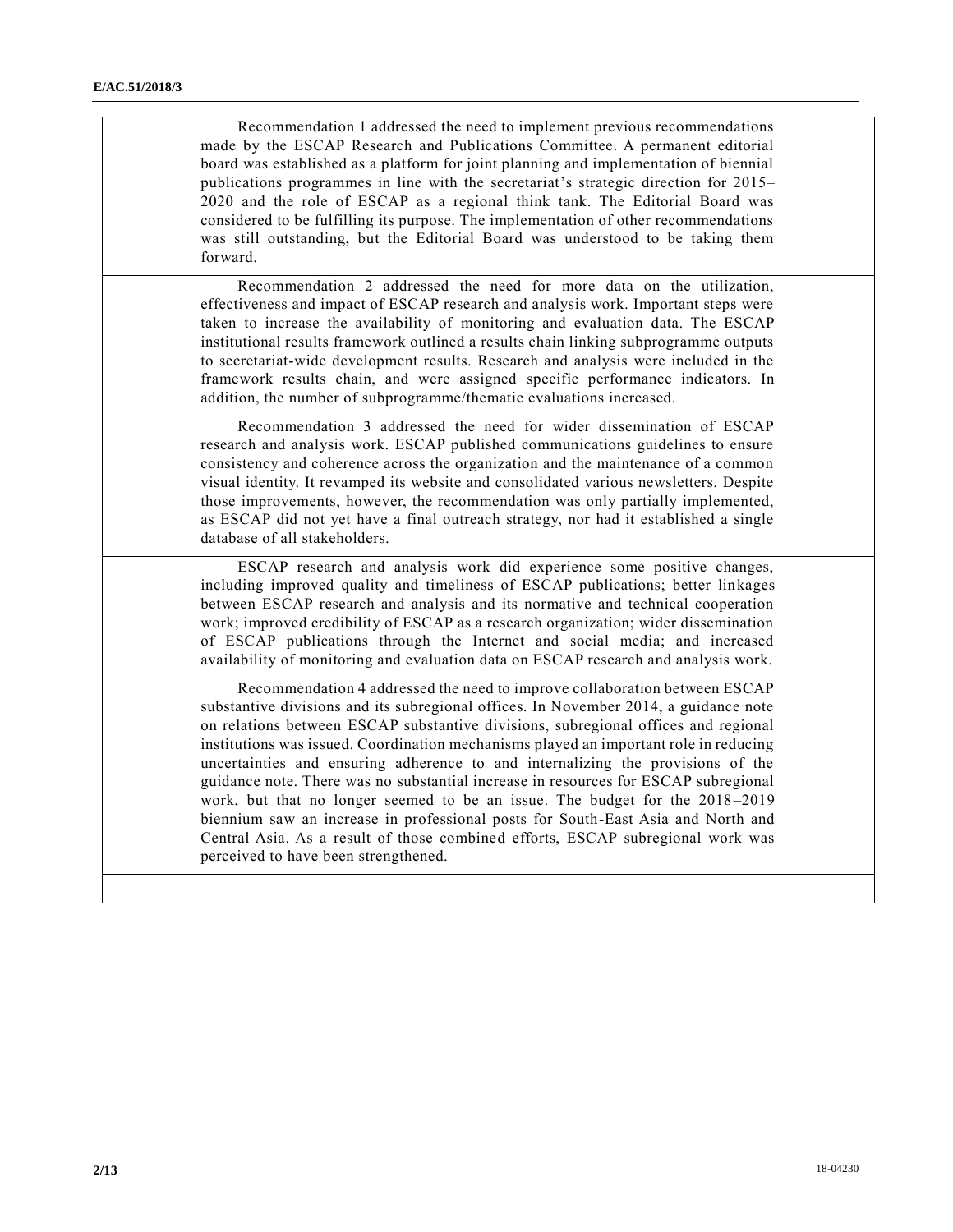Recommendation 1 addressed the need to implement previous recommendations made by the ESCAP Research and Publications Committee. A permanent editorial board was established as a platform for joint planning and implementation of biennial publications programmes in line with the secretariat's strategic direction for 2015–2020 and the role of ESCAP as a regional think tank. The Editorial Board was considered to be fulfilling its purpose. The implementation of other recommendations was still outstanding, but the Editorial Board was understood to be taking them forward.

Recommendation 2 addressed the need for more data on the utilization, effectiveness and impact of ESCAP research and analysis work. Important steps were taken to increase the availability of monitoring and evaluation data. The ESCAP institutional results framework outlined a results chain linking subprogramme outputs to secretariat-wide development results. Research and analysis were included in the framework results chain, and were assigned specific performance indicators. In addition, the number of subprogramme/thematic evaluations increased.

Recommendation 3 addressed the need for wider dissemination of ESCAP research and analysis work. ESCAP published communications guidelines to ensure consistency and coherence across the organization and the maintenance of a common visual identity. It revamped its website and consolidated various newsletters. Despite those improvements, however, the recommendation was only partially implemented, as ESCAP did not yet have a final outreach strategy, nor had it established a single database of all stakeholders.

ESCAP research and analysis work did experience some positive changes, including improved quality and timeliness of ESCAP publications; better linkages between ESCAP research and analysis and its normative and technical cooperation work; improved credibility of ESCAP as a research organization; wider dissemination of ESCAP publications through the Internet and social media; and increased availability of monitoring and evaluation data on ESCAP research and analysis work.

Recommendation 4 addressed the need to improve collaboration between ESCAP substantive divisions and its subregional offices. In November 2014, a guidance note on relations between ESCAP substantive divisions, subregional offices and regional institutions was issued. Coordination mechanisms played an important role in reducing uncertainties and ensuring adherence to and internalizing the provisions of the guidance note. There was no substantial increase in resources for ESCAP subregional work, but that no longer seemed to be an issue. The budget for the 2018–2019 biennium saw an increase in professional posts for South-East Asia and North and Central Asia. As a result of those combined efforts, ESCAP subregional work was perceived to have been strengthened.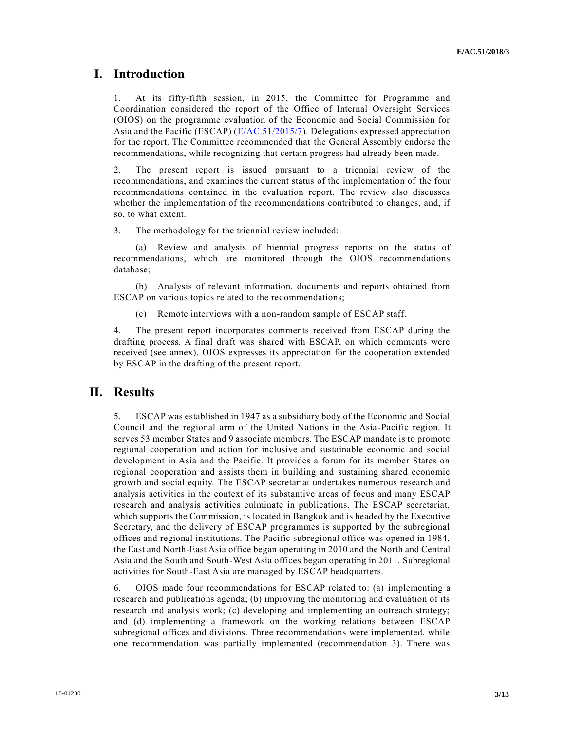# I. Introduction

1. At its fifty-fifth session, in 2015, the Committee for Programme and Coordination considered the report of the Office of Internal Oversight Services (OIOS) on the programme evaluation of the Economic and Social Commission for Asia and the Pacific (ESCAP) (E/AC.51/2015/7). Delegations expressed appreciation for the report. The Committee recommended that the General Assembly endorse the recommendations, while recognizing that certain progress had already been made.

2. The present report is issued pursuant to a triennial review of the recommendations, and examines the current status of the implementation of the four recommendations contained in the evaluation report. The review also discusses whether the implementation of the recommendations contributed to changes, and, if so, to what extent.

3. The methodology for the triennial review included:

(a) Review and analysis of biennial progress reports on the status of recommendations, which are monitored through the OIOS recommendations database;

(b) Analysis of relevant information, documents and reports obtained from ESCAP on various topics related to the recommendations;

(c) Remote interviews with a non-random sample of ESCAP staff.

4. The present report incorporates comments received from ESCAP during the drafting process. A final draft was shared with ESCAP, on which comments were received (see annex). OIOS expresses its appreciation for the cooperation extended by ESCAP in the drafting of the present report.

# II. Results

5. ESCAP was established in 1947 as a subsidiary body of the Economic and Social Council and the regional arm of the United Nations in the Asia-Pacific region. It serves 53 member States and 9 associate members. The ESCAP mandate is to promote regional cooperation and action for inclusive and sustainable economic and social development in Asia and the Pacific. It provides a forum for its member States on regional cooperation and assists them in building and sustaining shared economic growth and social equity. The ESCAP secretariat undertakes numerous research and analysis activities in the context of its substantive areas of focus and many ESCAP research and analysis activities culminate in publications. The ESCAP secretariat, which supports the Commission, is located in Bangkok and is headed by the Executive Secretary, and the delivery of ESCAP programmes is supported by the subregional offices and regional institutions. The Pacific subregional office was opened in 1984, the East and North-East Asia office began operating in 2010 and the North and Central Asia and the South and South-West Asia offices began operating in 2011. Subregional activities for South-East Asia are managed by ESCAP headquarters.

6. OIOS made four recommendations for ESCAP related to: (a) implementing a research and publications agenda; (b) improving the monitoring and evaluation of its research and analysis work; (c) developing and implementing an outreach strategy; and (d) implementing a framework on the working relations between ESCAP subregional offices and divisions. Three recommendations were implemented, while one recommendation was partially implemented (recommendation 3). There was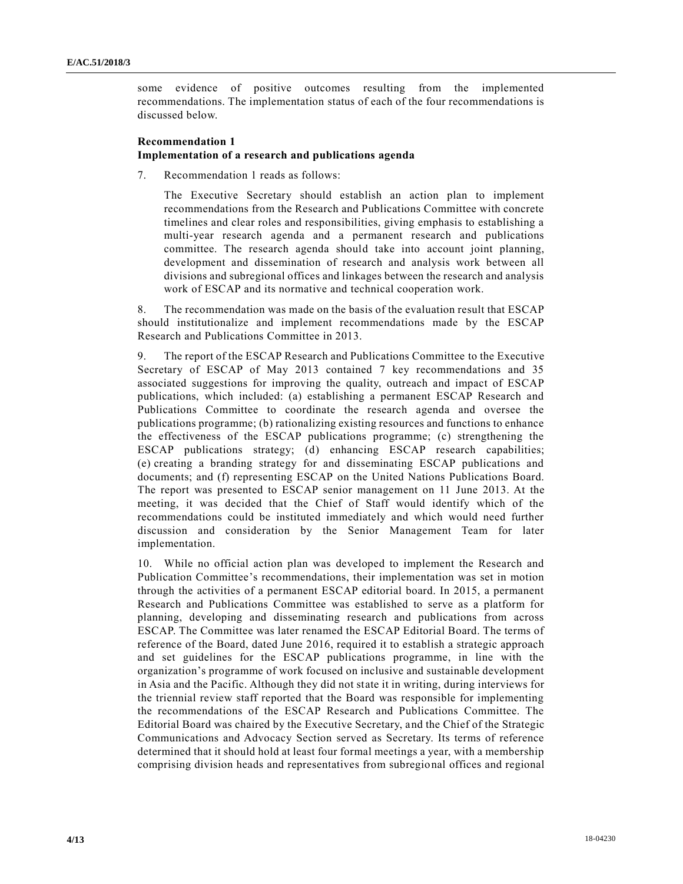some evidence of positive outcomes resulting from the implemented recommendations. The implementation status of each of the four recommendations is discussed below.

**Recommendation 1**
**Implementation of a research and publications agenda**

7. Recommendation 1 reads as follows:

> The Executive Secretary should establish an action plan to implement recommendations from the Research and Publications Committee with concrete timelines and clear roles and responsibilities, giving emphasis to establishing a multi-year research agenda and a permanent research and publications committee. The research agenda should take into account joint planning, development and dissemination of research and analysis work between all divisions and subregional offices and linkages between the research and analysis work of ESCAP and its normative and technical cooperation work.

8. The recommendation was made on the basis of the evaluation result that ESCAP should institutionalize and implement recommendations made by the ESCAP Research and Publications Committee in 2013.

9. The report of the ESCAP Research and Publications Committee to the Executive Secretary of ESCAP of May 2013 contained 7 key recommendations and 35 associated suggestions for improving the quality, outreach and impact of ESCAP publications, which included: (a) establishing a permanent ESCAP Research and Publications Committee to coordinate the research agenda and oversee the publications programme; (b) rationalizing existing resources and functions to enhance the effectiveness of the ESCAP publications programme; (c) strengthening the ESCAP publications strategy; (d) enhancing ESCAP research capabilities; (e) creating a branding strategy for and disseminating ESCAP publications and documents; and (f) representing ESCAP on the United Nations Publications Board. The report was presented to ESCAP senior management on 11 June 2013. At the meeting, it was decided that the Chief of Staff would identify which of the recommendations could be instituted immediately and which would need further discussion and consideration by the Senior Management Team for later implementation.

10. While no official action plan was developed to implement the Research and Publication Committee's recommendations, their implementation was set in motion through the activities of a permanent ESCAP editorial board. In 2015, a permanent Research and Publications Committee was established to serve as a platform for planning, developing and disseminating research and publications from across ESCAP. The Committee was later renamed the ESCAP Editorial Board. The terms of reference of the Board, dated June 2016, required it to establish a strategic approach and set guidelines for the ESCAP publications programme, in line with the organization's programme of work focused on inclusive and sustainable development in Asia and the Pacific. Although they did not state it in writing, during interviews for the triennial review staff reported that the Board was responsible for implementing the recommendations of the ESCAP Research and Publications Committee. The Editorial Board was chaired by the Executive Secretary, and the Chief of the Strategic Communications and Advocacy Section served as Secretary. Its terms of reference determined that it should hold at least four formal meetings a year, with a membership comprising division heads and representatives from subregional offices and regional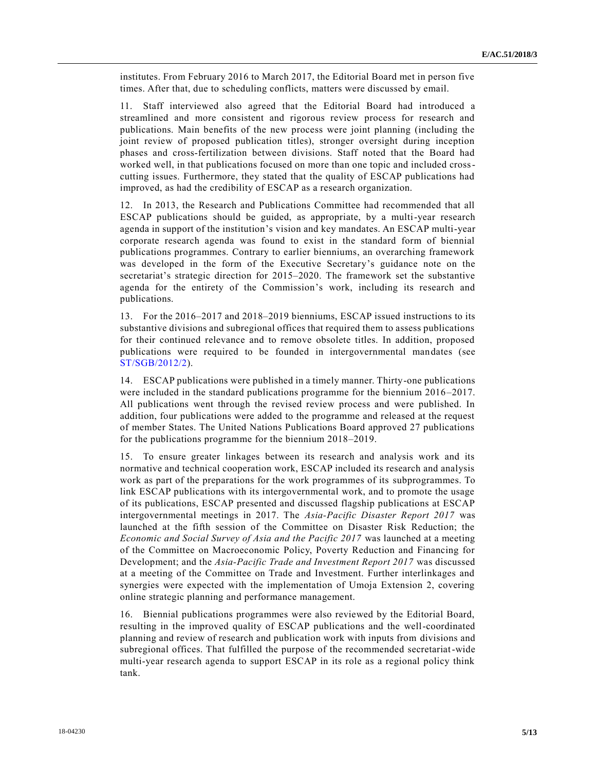institutes. From February 2016 to March 2017, the Editorial Board met in person five times. After that, due to scheduling conflicts, matters were discussed by email.

11. Staff interviewed also agreed that the Editorial Board had introduced a streamlined and more consistent and rigorous review process for research and publications. Main benefits of the new process were joint planning (including the joint review of proposed publication titles), stronger oversight during inception phases and cross-fertilization between divisions. Staff noted that the Board had worked well, in that publications focused on more than one topic and included cross-cutting issues. Furthermore, they stated that the quality of ESCAP publications had improved, as had the credibility of ESCAP as a research organization.

12. In 2013, the Research and Publications Committee had recommended that all ESCAP publications should be guided, as appropriate, by a multi-year research agenda in support of the institution's vision and key mandates. An ESCAP multi-year corporate research agenda was found to exist in the standard form of biennial publications programmes. Contrary to earlier bienniums, an overarching framework was developed in the form of the Executive Secretary's guidance note on the secretariat's strategic direction for 2015–2020. The framework set the substantive agenda for the entirety of the Commission's work, including its research and publications.

13. For the 2016–2017 and 2018–2019 bienniums, ESCAP issued instructions to its substantive divisions and subregional offices that required them to assess publications for their continued relevance and to remove obsolete titles. In addition, proposed publications were required to be founded in intergovernmental mandates (see ST/SGB/2012/2).

14. ESCAP publications were published in a timely manner. Thirty-one publications were included in the standard publications programme for the biennium 2016–2017. All publications went through the revised review process and were published. In addition, four publications were added to the programme and released at the request of member States. The United Nations Publications Board approved 27 publications for the publications programme for the biennium 2018–2019.

15. To ensure greater linkages between its research and analysis work and its normative and technical cooperation work, ESCAP included its research and analysis work as part of the preparations for the work programmes of its subprogrammes. To link ESCAP publications with its intergovernmental work, and to promote the usage of its publications, ESCAP presented and discussed flagship publications at ESCAP intergovernmental meetings in 2017. The *Asia-Pacific Disaster Report 2017* was launched at the fifth session of the Committee on Disaster Risk Reduction; the *Economic and Social Survey of Asia and the Pacific 2017* was launched at a meeting of the Committee on Macroeconomic Policy, Poverty Reduction and Financing for Development; and the *Asia-Pacific Trade and Investment Report 2017* was discussed at a meeting of the Committee on Trade and Investment. Further interlinkages and synergies were expected with the implementation of Umoja Extension 2, covering online strategic planning and performance management.

16. Biennial publications programmes were also reviewed by the Editorial Board, resulting in the improved quality of ESCAP publications and the well-coordinated planning and review of research and publication work with inputs from divisions and subregional offices. That fulfilled the purpose of the recommended secretariat-wide multi-year research agenda to support ESCAP in its role as a regional policy think tank.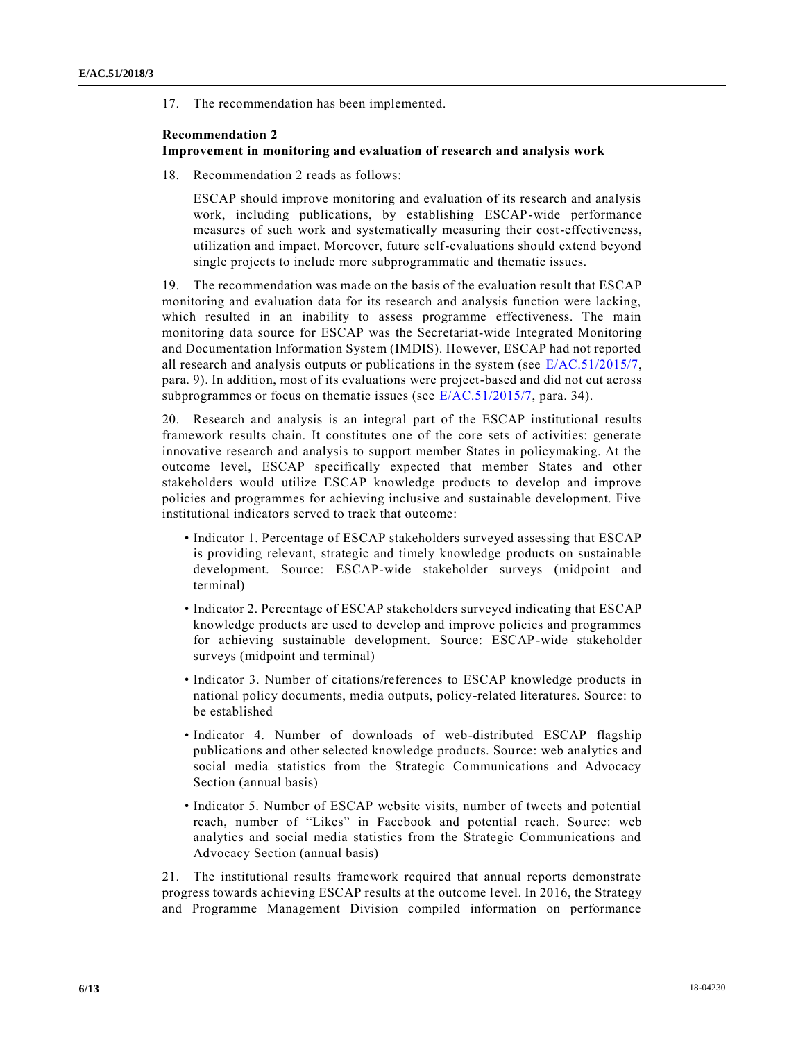17. The recommendation has been implemented.

**Recommendation 2**
**Improvement in monitoring and evaluation of research and analysis work**

18. Recommendation 2 reads as follows:

> ESCAP should improve monitoring and evaluation of its research and analysis work, including publications, by establishing ESCAP-wide performance measures of such work and systematically measuring their cost-effectiveness, utilization and impact. Moreover, future self-evaluations should extend beyond single projects to include more subprogrammatic and thematic issues.

19. The recommendation was made on the basis of the evaluation result that ESCAP monitoring and evaluation data for its research and analysis function were lacking, which resulted in an inability to assess programme effectiveness. The main monitoring data source for ESCAP was the Secretariat-wide Integrated Monitoring and Documentation Information System (IMDIS). However, ESCAP had not reported all research and analysis outputs or publications in the system (see E/AC.51/2015/7, para. 9). In addition, most of its evaluations were project-based and did not cut across subprogrammes or focus on thematic issues (see E/AC.51/2015/7, para. 34).

20. Research and analysis is an integral part of the ESCAP institutional results framework results chain. It constitutes one of the core sets of activities: generate innovative research and analysis to support member States in policymaking. At the outcome level, ESCAP specifically expected that member States and other stakeholders would utilize ESCAP knowledge products to develop and improve policies and programmes for achieving inclusive and sustainable development. Five institutional indicators served to track that outcome:

- Indicator 1. Percentage of ESCAP stakeholders surveyed assessing that ESCAP is providing relevant, strategic and timely knowledge products on sustainable development. Source: ESCAP-wide stakeholder surveys (midpoint and terminal)
- Indicator 2. Percentage of ESCAP stakeholders surveyed indicating that ESCAP knowledge products are used to develop and improve policies and programmes for achieving sustainable development. Source: ESCAP-wide stakeholder surveys (midpoint and terminal)
- Indicator 3. Number of citations/references to ESCAP knowledge products in national policy documents, media outputs, policy-related literatures. Source: to be established
- Indicator 4. Number of downloads of web-distributed ESCAP flagship publications and other selected knowledge products. Source: web analytics and social media statistics from the Strategic Communications and Advocacy Section (annual basis)
- Indicator 5. Number of ESCAP website visits, number of tweets and potential reach, number of "Likes" in Facebook and potential reach. Source: web analytics and social media statistics from the Strategic Communications and Advocacy Section (annual basis)

21. The institutional results framework required that annual reports demonstrate progress towards achieving ESCAP results at the outcome level. In 2016, the Strategy and Programme Management Division compiled information on performance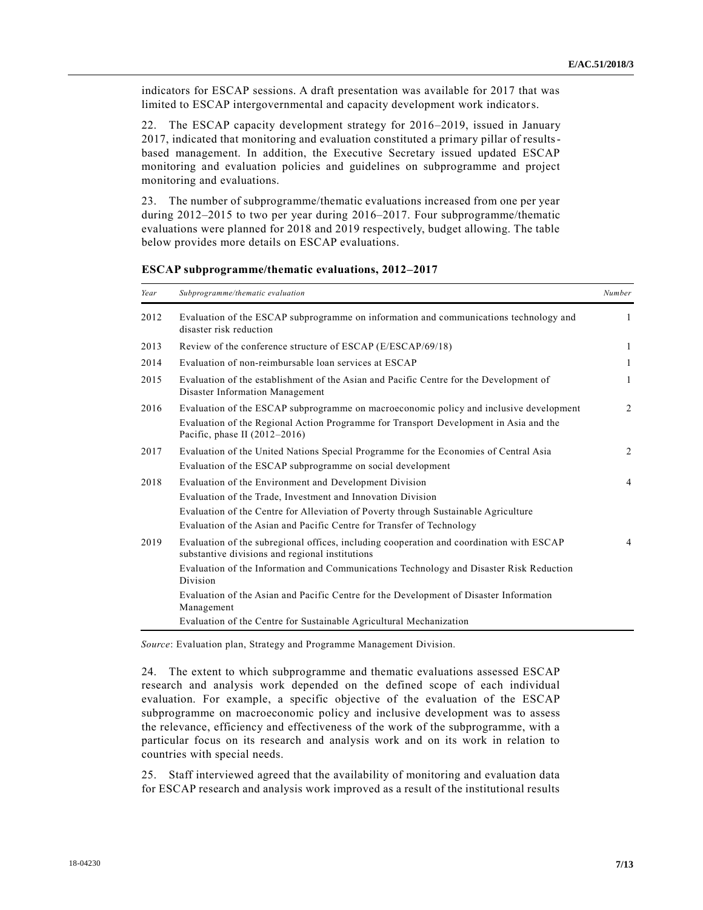indicators for ESCAP sessions. A draft presentation was available for 2017 that was limited to ESCAP intergovernmental and capacity development work indicators.

22. The ESCAP capacity development strategy for 2016–2019, issued in January 2017, indicated that monitoring and evaluation constituted a primary pillar of results-based management. In addition, the Executive Secretary issued updated ESCAP monitoring and evaluation policies and guidelines on subprogramme and project monitoring and evaluations.

23. The number of subprogramme/thematic evaluations increased from one per year during 2012–2015 to two per year during 2016–2017. Four subprogramme/thematic evaluations were planned for 2018 and 2019 respectively, budget allowing. The table below provides more details on ESCAP evaluations.

**ESCAP subprogramme/thematic evaluations, 2012–2017**

| *Year* | *Subprogramme/thematic evaluation* | *Number* |
|---|---|---|
| 2012 | Evaluation of the ESCAP subprogramme on information and communications technology and disaster risk reduction | 1 |
| 2013 | Review of the conference structure of ESCAP (E/ESCAP/69/18) | 1 |
| 2014 | Evaluation of non-reimbursable loan services at ESCAP | 1 |
| 2015 | Evaluation of the establishment of the Asian and Pacific Centre for the Development of Disaster Information Management | 1 |
| 2016 | Evaluation of the ESCAP subprogramme on macroeconomic policy and inclusive development | 2 |
| | Evaluation of the Regional Action Programme for Transport Development in Asia and the Pacific, phase II (2012–2016) | |
| 2017 | Evaluation of the United Nations Special Programme for the Economies of Central Asia | 2 |
| | Evaluation of the ESCAP subprogramme on social development | |
| 2018 | Evaluation of the Environment and Development Division | 4 |
| | Evaluation of the Trade, Investment and Innovation Division | |
| | Evaluation of the Centre for Alleviation of Poverty through Sustainable Agriculture | |
| | Evaluation of the Asian and Pacific Centre for Transfer of Technology | |
| 2019 | Evaluation of the subregional offices, including cooperation and coordination with ESCAP substantive divisions and regional institutions | 4 |
| | Evaluation of the Information and Communications Technology and Disaster Risk Reduction Division | |
| | Evaluation of the Asian and Pacific Centre for the Development of Disaster Information Management | |
| | Evaluation of the Centre for Sustainable Agricultural Mechanization | |

*Source*: Evaluation plan, Strategy and Programme Management Division.

24. The extent to which subprogramme and thematic evaluations assessed ESCAP research and analysis work depended on the defined scope of each individual evaluation. For example, a specific objective of the evaluation of the ESCAP subprogramme on macroeconomic policy and inclusive development was to assess the relevance, efficiency and effectiveness of the work of the subprogramme, with a particular focus on its research and analysis work and on its work in relation to countries with special needs.

25. Staff interviewed agreed that the availability of monitoring and evaluation data for ESCAP research and analysis work improved as a result of the institutional results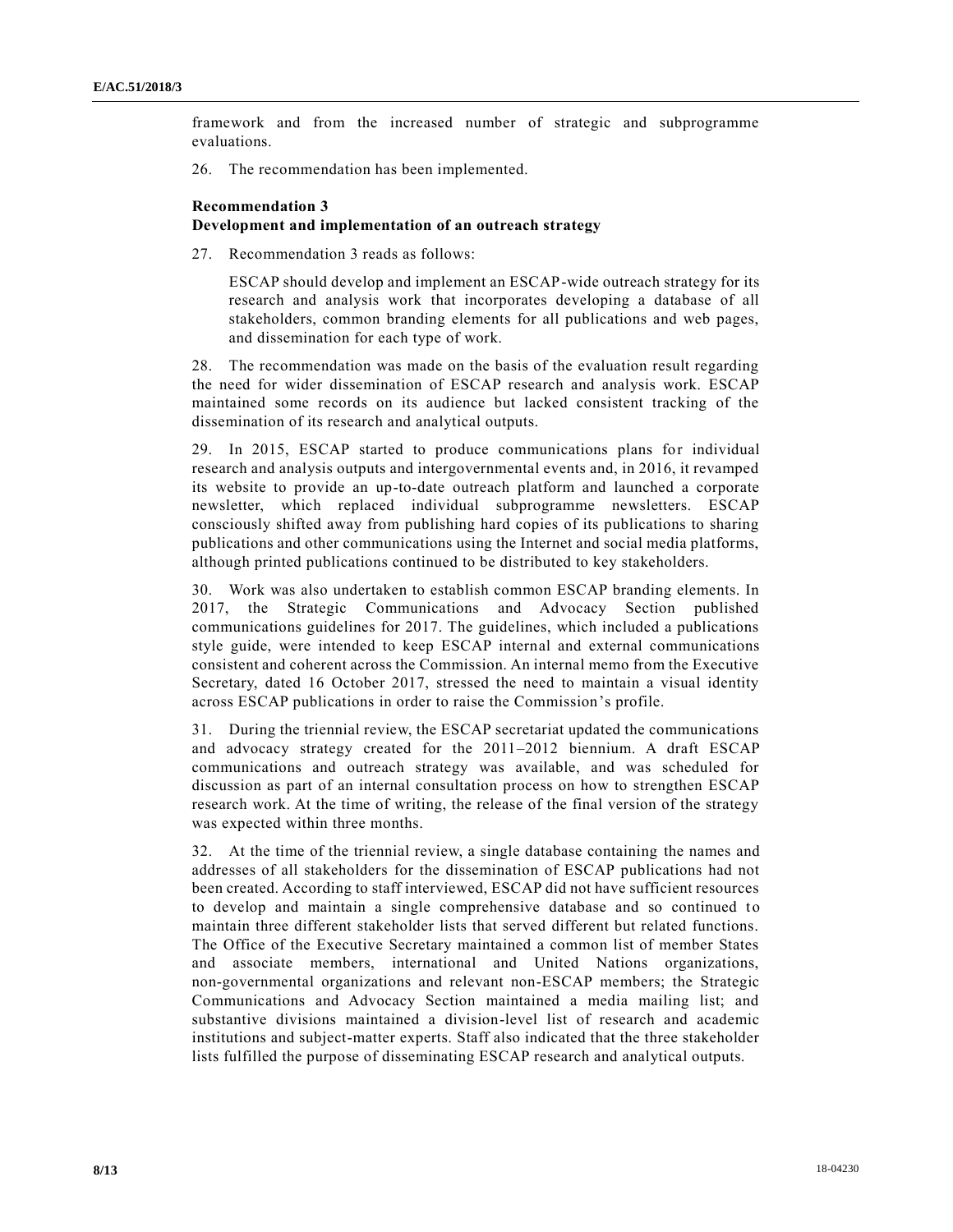framework and from the increased number of strategic and subprogramme evaluations.

26. The recommendation has been implemented.

### Recommendation 3
### Development and implementation of an outreach strategy

27. Recommendation 3 reads as follows:

> ESCAP should develop and implement an ESCAP-wide outreach strategy for its research and analysis work that incorporates developing a database of all stakeholders, common branding elements for all publications and web pages, and dissemination for each type of work.

28. The recommendation was made on the basis of the evaluation result regarding the need for wider dissemination of ESCAP research and analysis work. ESCAP maintained some records on its audience but lacked consistent tracking of the dissemination of its research and analytical outputs.

29. In 2015, ESCAP started to produce communications plans for individual research and analysis outputs and intergovernmental events and, in 2016, it revamped its website to provide an up-to-date outreach platform and launched a corporate newsletter, which replaced individual subprogramme newsletters. ESCAP consciously shifted away from publishing hard copies of its publications to sharing publications and other communications using the Internet and social media platforms, although printed publications continued to be distributed to key stakeholders.

30. Work was also undertaken to establish common ESCAP branding elements. In 2017, the Strategic Communications and Advocacy Section published communications guidelines for 2017. The guidelines, which included a publications style guide, were intended to keep ESCAP internal and external communications consistent and coherent across the Commission. An internal memo from the Executive Secretary, dated 16 October 2017, stressed the need to maintain a visual identity across ESCAP publications in order to raise the Commission's profile.

31. During the triennial review, the ESCAP secretariat updated the communications and advocacy strategy created for the 2011–2012 biennium. A draft ESCAP communications and outreach strategy was available, and was scheduled for discussion as part of an internal consultation process on how to strengthen ESCAP research work. At the time of writing, the release of the final version of the strategy was expected within three months.

32. At the time of the triennial review, a single database containing the names and addresses of all stakeholders for the dissemination of ESCAP publications had not been created. According to staff interviewed, ESCAP did not have sufficient resources to develop and maintain a single comprehensive database and so continued to maintain three different stakeholder lists that served different but related functions. The Office of the Executive Secretary maintained a common list of member States and associate members, international and United Nations organizations, non-governmental organizations and relevant non-ESCAP members; the Strategic Communications and Advocacy Section maintained a media mailing list; and substantive divisions maintained a division-level list of research and academic institutions and subject-matter experts. Staff also indicated that the three stakeholder lists fulfilled the purpose of disseminating ESCAP research and analytical outputs.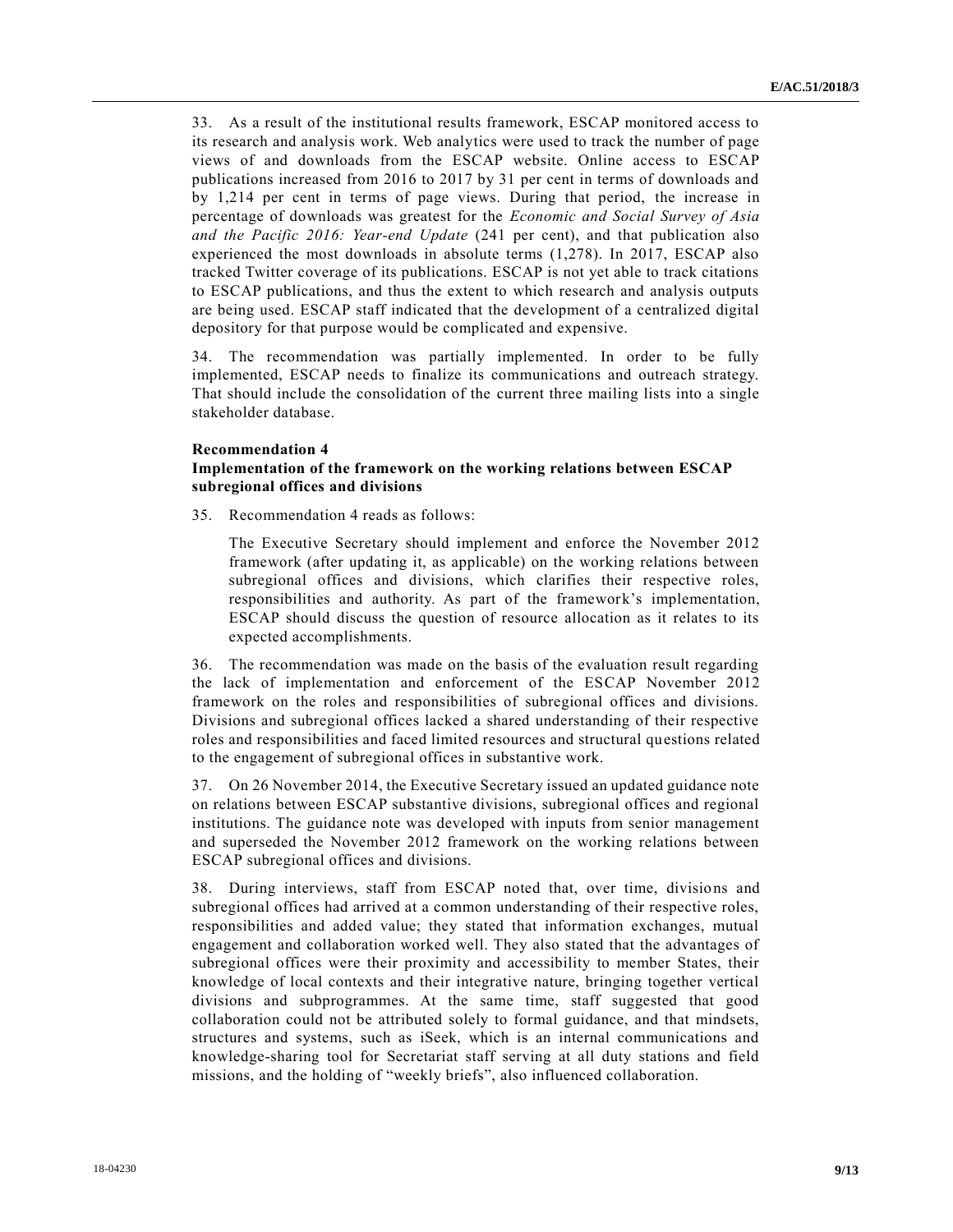33. As a result of the institutional results framework, ESCAP monitored access to its research and analysis work. Web analytics were used to track the number of page views of and downloads from the ESCAP website. Online access to ESCAP publications increased from 2016 to 2017 by 31 per cent in terms of downloads and by 1,214 per cent in terms of page views. During that period, the increase in percentage of downloads was greatest for the *Economic and Social Survey of Asia and the Pacific 2016: Year-end Update* (241 per cent), and that publication also experienced the most downloads in absolute terms (1,278). In 2017, ESCAP also tracked Twitter coverage of its publications. ESCAP is not yet able to track citations to ESCAP publications, and thus the extent to which research and analysis outputs are being used. ESCAP staff indicated that the development of a centralized digital depository for that purpose would be complicated and expensive.

34. The recommendation was partially implemented. In order to be fully implemented, ESCAP needs to finalize its communications and outreach strategy. That should include the consolidation of the current three mailing lists into a single stakeholder database.

**Recommendation 4**
**Implementation of the framework on the working relations between ESCAP subregional offices and divisions**

35. Recommendation 4 reads as follows:

> The Executive Secretary should implement and enforce the November 2012 framework (after updating it, as applicable) on the working relations between subregional offices and divisions, which clarifies their respective roles, responsibilities and authority. As part of the framework's implementation, ESCAP should discuss the question of resource allocation as it relates to its expected accomplishments.

36. The recommendation was made on the basis of the evaluation result regarding the lack of implementation and enforcement of the ESCAP November 2012 framework on the roles and responsibilities of subregional offices and divisions. Divisions and subregional offices lacked a shared understanding of their respective roles and responsibilities and faced limited resources and structural questions related to the engagement of subregional offices in substantive work.

37. On 26 November 2014, the Executive Secretary issued an updated guidance note on relations between ESCAP substantive divisions, subregional offices and regional institutions. The guidance note was developed with inputs from senior management and superseded the November 2012 framework on the working relations between ESCAP subregional offices and divisions.

38. During interviews, staff from ESCAP noted that, over time, divisions and subregional offices had arrived at a common understanding of their respective roles, responsibilities and added value; they stated that information exchanges, mutual engagement and collaboration worked well. They also stated that the advantages of subregional offices were their proximity and accessibility to member States, their knowledge of local contexts and their integrative nature, bringing together vertical divisions and subprogrammes. At the same time, staff suggested that good collaboration could not be attributed solely to formal guidance, and that mindsets, structures and systems, such as iSeek, which is an internal communications and knowledge-sharing tool for Secretariat staff serving at all duty stations and field missions, and the holding of "weekly briefs", also influenced collaboration.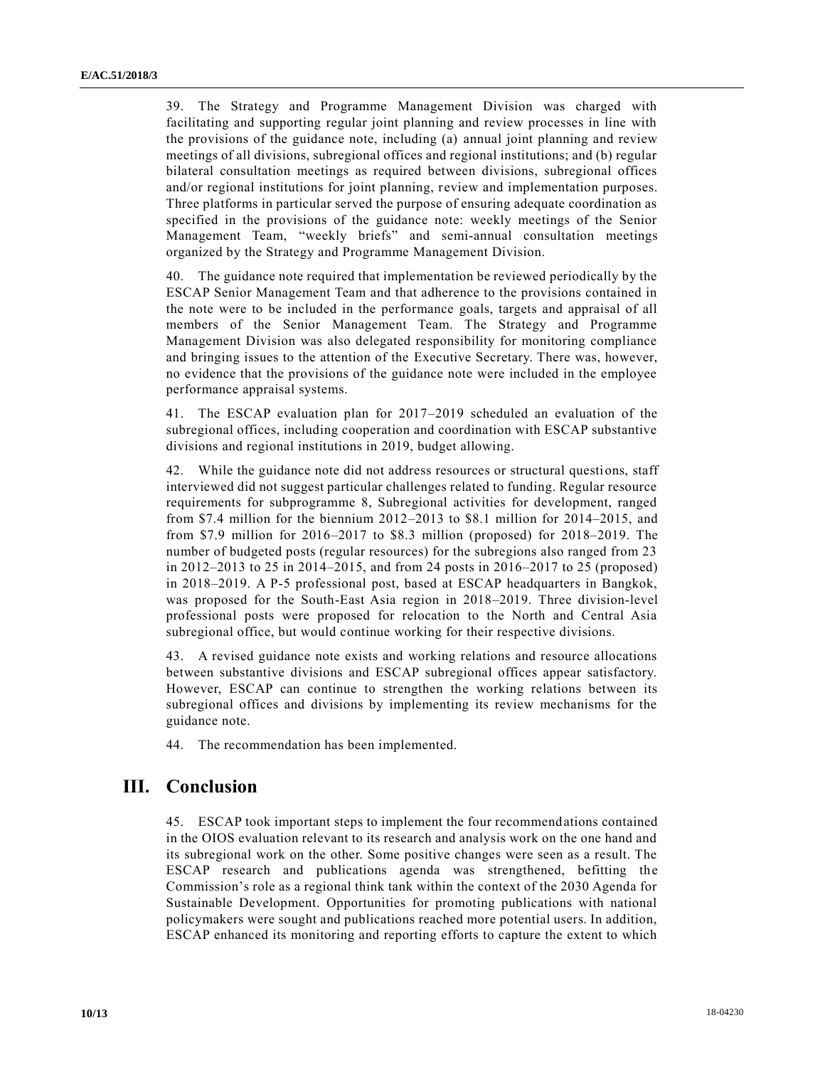39. The Strategy and Programme Management Division was charged with facilitating and supporting regular joint planning and review processes in line with the provisions of the guidance note, including (a) annual joint planning and review meetings of all divisions, subregional offices and regional institutions; and (b) regular bilateral consultation meetings as required between divisions, subregional offices and/or regional institutions for joint planning, review and implementation purposes. Three platforms in particular served the purpose of ensuring adequate coordination as specified in the provisions of the guidance note: weekly meetings of the Senior Management Team, "weekly briefs" and semi-annual consultation meetings organized by the Strategy and Programme Management Division.

40. The guidance note required that implementation be reviewed periodically by the ESCAP Senior Management Team and that adherence to the provisions contained in the note were to be included in the performance goals, targets and appraisal of all members of the Senior Management Team. The Strategy and Programme Management Division was also delegated responsibility for monitoring compliance and bringing issues to the attention of the Executive Secretary. There was, however, no evidence that the provisions of the guidance note were included in the employee performance appraisal systems.

41. The ESCAP evaluation plan for 2017–2019 scheduled an evaluation of the subregional offices, including cooperation and coordination with ESCAP substantive divisions and regional institutions in 2019, budget allowing.

42. While the guidance note did not address resources or structural questions, staff interviewed did not suggest particular challenges related to funding. Regular resource requirements for subprogramme 8, Subregional activities for development, ranged from \$7.4 million for the biennium 2012–2013 to \$8.1 million for 2014–2015, and from \$7.9 million for 2016–2017 to \$8.3 million (proposed) for 2018–2019. The number of budgeted posts (regular resources) for the subregions also ranged from 23 in 2012–2013 to 25 in 2014–2015, and from 24 posts in 2016–2017 to 25 (proposed) in 2018–2019. A P-5 professional post, based at ESCAP headquarters in Bangkok, was proposed for the South-East Asia region in 2018–2019. Three division-level professional posts were proposed for relocation to the North and Central Asia subregional office, but would continue working for their respective divisions.

43. A revised guidance note exists and working relations and resource allocations between substantive divisions and ESCAP subregional offices appear satisfactory. However, ESCAP can continue to strengthen the working relations between its subregional offices and divisions by implementing its review mechanisms for the guidance note.

44. The recommendation has been implemented.

# III. Conclusion

45. ESCAP took important steps to implement the four recommendations contained in the OIOS evaluation relevant to its research and analysis work on the one hand and its subregional work on the other. Some positive changes were seen as a result. The ESCAP research and publications agenda was strengthened, befitting the Commission's role as a regional think tank within the context of the 2030 Agenda for Sustainable Development. Opportunities for promoting publications with national policymakers were sought and publications reached more potential users. In addition, ESCAP enhanced its monitoring and reporting efforts to capture the extent to which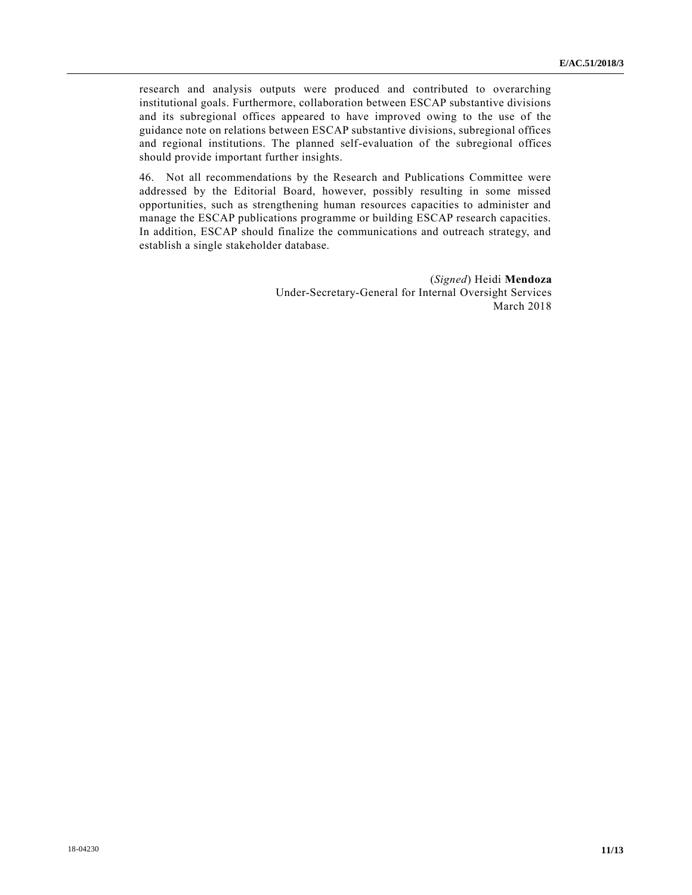research and analysis outputs were produced and contributed to overarching institutional goals. Furthermore, collaboration between ESCAP substantive divisions and its subregional offices appeared to have improved owing to the use of the guidance note on relations between ESCAP substantive divisions, subregional offices and regional institutions. The planned self-evaluation of the subregional offices should provide important further insights.

46. Not all recommendations by the Research and Publications Committee were addressed by the Editorial Board, however, possibly resulting in some missed opportunities, such as strengthening human resources capacities to administer and manage the ESCAP publications programme or building ESCAP research capacities. In addition, ESCAP should finalize the communications and outreach strategy, and establish a single stakeholder database.

(*Signed*) Heidi **Mendoza**
Under-Secretary-General for Internal Oversight Services
March 2018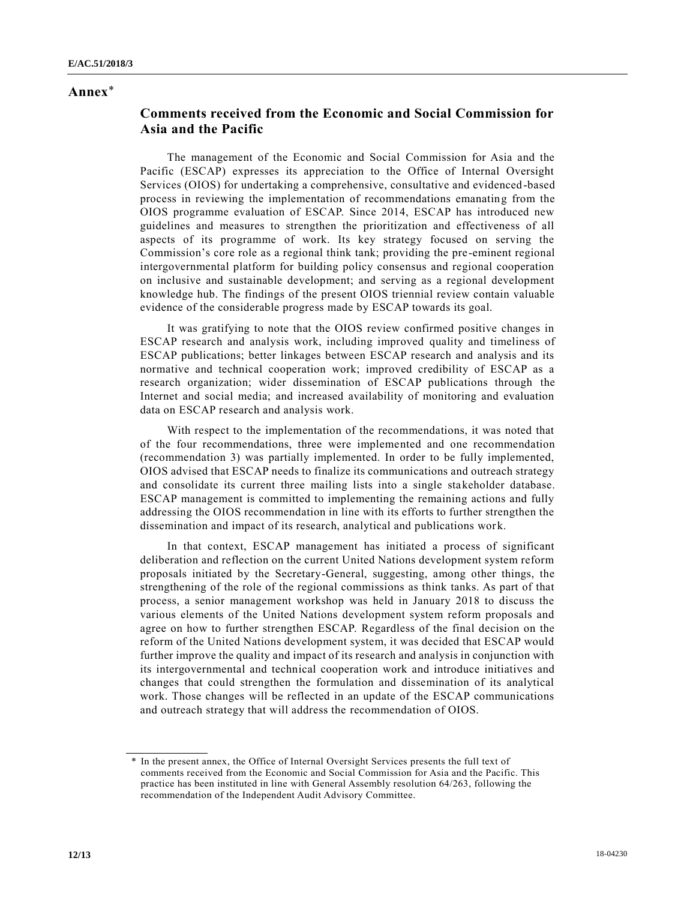# Annex[*]

## Comments received from the Economic and Social Commission for Asia and the Pacific

The management of the Economic and Social Commission for Asia and the Pacific (ESCAP) expresses its appreciation to the Office of Internal Oversight Services (OIOS) for undertaking a comprehensive, consultative and evidenced-based process in reviewing the implementation of recommendations emanating from the OIOS programme evaluation of ESCAP. Since 2014, ESCAP has introduced new guidelines and measures to strengthen the prioritization and effectiveness of all aspects of its programme of work. Its key strategy focused on serving the Commission's core role as a regional think tank; providing the pre-eminent regional intergovernmental platform for building policy consensus and regional cooperation on inclusive and sustainable development; and serving as a regional development knowledge hub. The findings of the present OIOS triennial review contain valuable evidence of the considerable progress made by ESCAP towards its goal.

It was gratifying to note that the OIOS review confirmed positive changes in ESCAP research and analysis work, including improved quality and timeliness of ESCAP publications; better linkages between ESCAP research and analysis and its normative and technical cooperation work; improved credibility of ESCAP as a research organization; wider dissemination of ESCAP publications through the Internet and social media; and increased availability of monitoring and evaluation data on ESCAP research and analysis work.

With respect to the implementation of the recommendations, it was noted that of the four recommendations, three were implemented and one recommendation (recommendation 3) was partially implemented. In order to be fully implemented, OIOS advised that ESCAP needs to finalize its communications and outreach strategy and consolidate its current three mailing lists into a single stakeholder database. ESCAP management is committed to implementing the remaining actions and fully addressing the OIOS recommendation in line with its efforts to further strengthen the dissemination and impact of its research, analytical and publications work.

In that context, ESCAP management has initiated a process of significant deliberation and reflection on the current United Nations development system reform proposals initiated by the Secretary-General, suggesting, among other things, the strengthening of the role of the regional commissions as think tanks. As part of that process, a senior management workshop was held in January 2018 to discuss the various elements of the United Nations development system reform proposals and agree on how to further strengthen ESCAP. Regardless of the final decision on the reform of the United Nations development system, it was decided that ESCAP would further improve the quality and impact of its research and analysis in conjunction with its intergovernmental and technical cooperation work and introduce initiatives and changes that could strengthen the formulation and dissemination of its analytical work. Those changes will be reflected in an update of the ESCAP communications and outreach strategy that will address the recommendation of OIOS.

---

[*] In the present annex, the Office of Internal Oversight Services presents the full text of comments received from the Economic and Social Commission for Asia and the Pacific. This practice has been instituted in line with General Assembly resolution 64/263, following the recommendation of the Independent Audit Advisory Committee.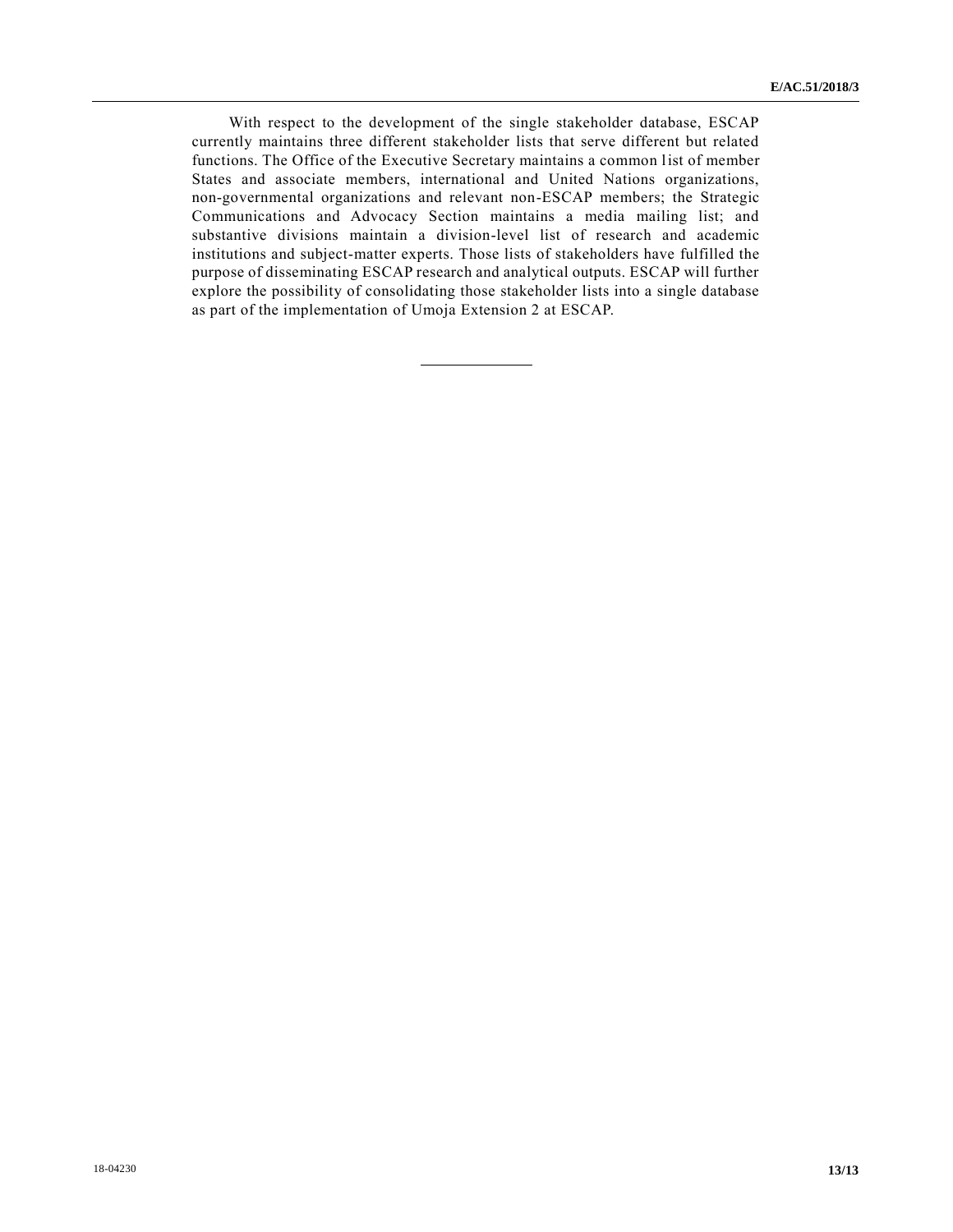With respect to the development of the single stakeholder database, ESCAP currently maintains three different stakeholder lists that serve different but related functions. The Office of the Executive Secretary maintains a common list of member States and associate members, international and United Nations organizations, non-governmental organizations and relevant non-ESCAP members; the Strategic Communications and Advocacy Section maintains a media mailing list; and substantive divisions maintain a division-level list of research and academic institutions and subject-matter experts. Those lists of stakeholders have fulfilled the purpose of disseminating ESCAP research and analytical outputs. ESCAP will further explore the possibility of consolidating those stakeholder lists into a single database as part of the implementation of Umoja Extension 2 at ESCAP.